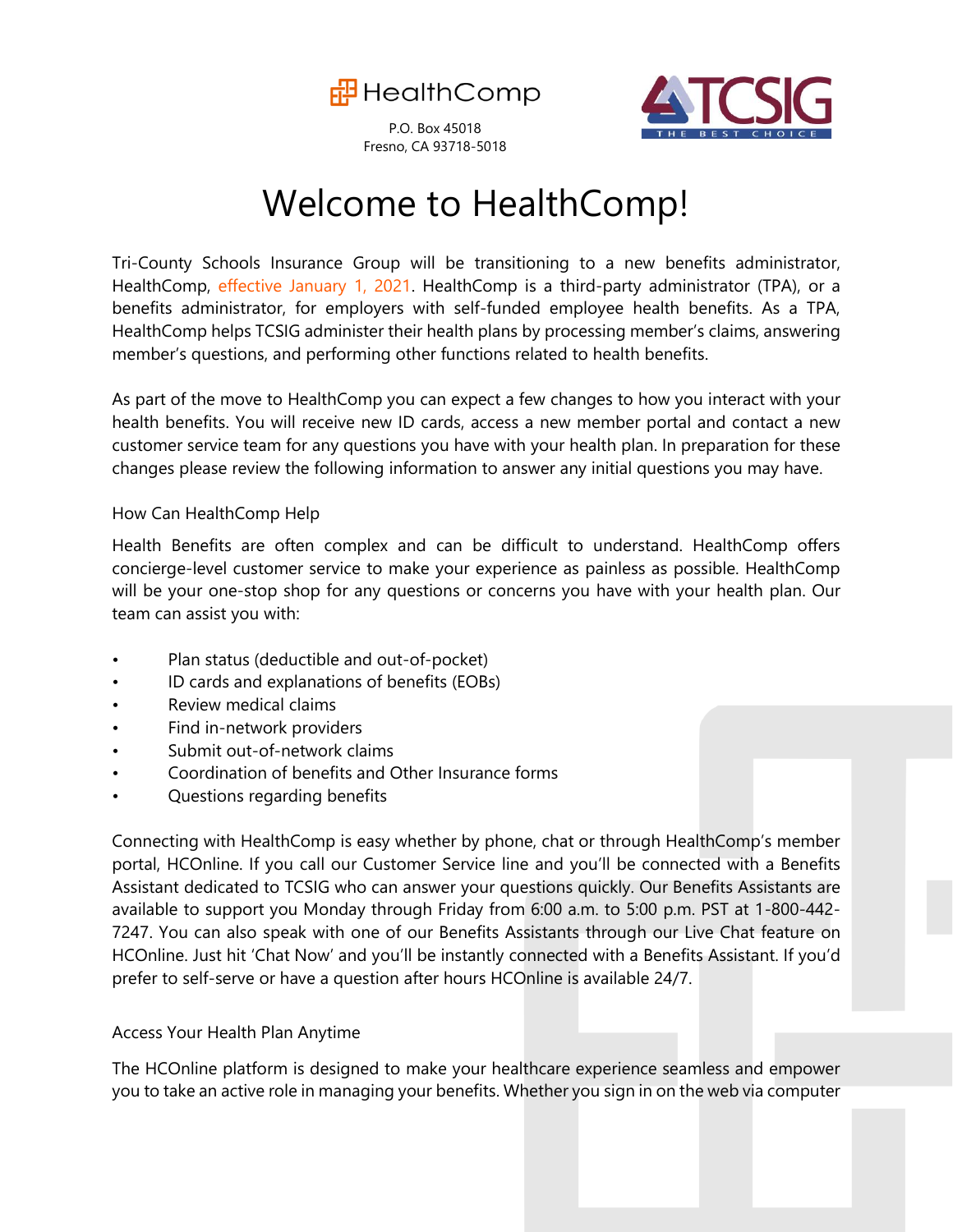HealthComp

P.O. Box 45018
Fresno, CA 93718-5018

TCSIG
THE BEST CHOICE

# Welcome to HealthComp!

Tri-County Schools Insurance Group will be transitioning to a new benefits administrator, HealthComp, effective January 1, 2021. HealthComp is a third-party administrator (TPA), or a benefits administrator, for employers with self-funded employee health benefits. As a TPA, HealthComp helps TCSIG administer their health plans by processing member's claims, answering member's questions, and performing other functions related to health benefits.

As part of the move to HealthComp you can expect a few changes to how you interact with your health benefits. You will receive new ID cards, access a new member portal and contact a new customer service team for any questions you have with your health plan. In preparation for these changes please review the following information to answer any initial questions you may have.

## How Can HealthComp Help

Health Benefits are often complex and can be difficult to understand. HealthComp offers concierge-level customer service to make your experience as painless as possible. HealthComp will be your one-stop shop for any questions or concerns you have with your health plan. Our team can assist you with:

- Plan status (deductible and out-of-pocket)
- ID cards and explanations of benefits (EOBs)
- Review medical claims
- Find in-network providers
- Submit out-of-network claims
- Coordination of benefits and Other Insurance forms
- Questions regarding benefits

Connecting with HealthComp is easy whether by phone, chat or through HealthComp's member portal, HCOnline. If you call our Customer Service line and you'll be connected with a Benefits Assistant dedicated to TCSIG who can answer your questions quickly. Our Benefits Assistants are available to support you Monday through Friday from 6:00 a.m. to 5:00 p.m. PST at 1-800-442-7247. You can also speak with one of our Benefits Assistants through our Live Chat feature on HCOnline. Just hit 'Chat Now' and you'll be instantly connected with a Benefits Assistant. If you'd prefer to self-serve or have a question after hours HCOnline is available 24/7.

## Access Your Health Plan Anytime

The HCOnline platform is designed to make your healthcare experience seamless and empower you to take an active role in managing your benefits. Whether you sign in on the web via computer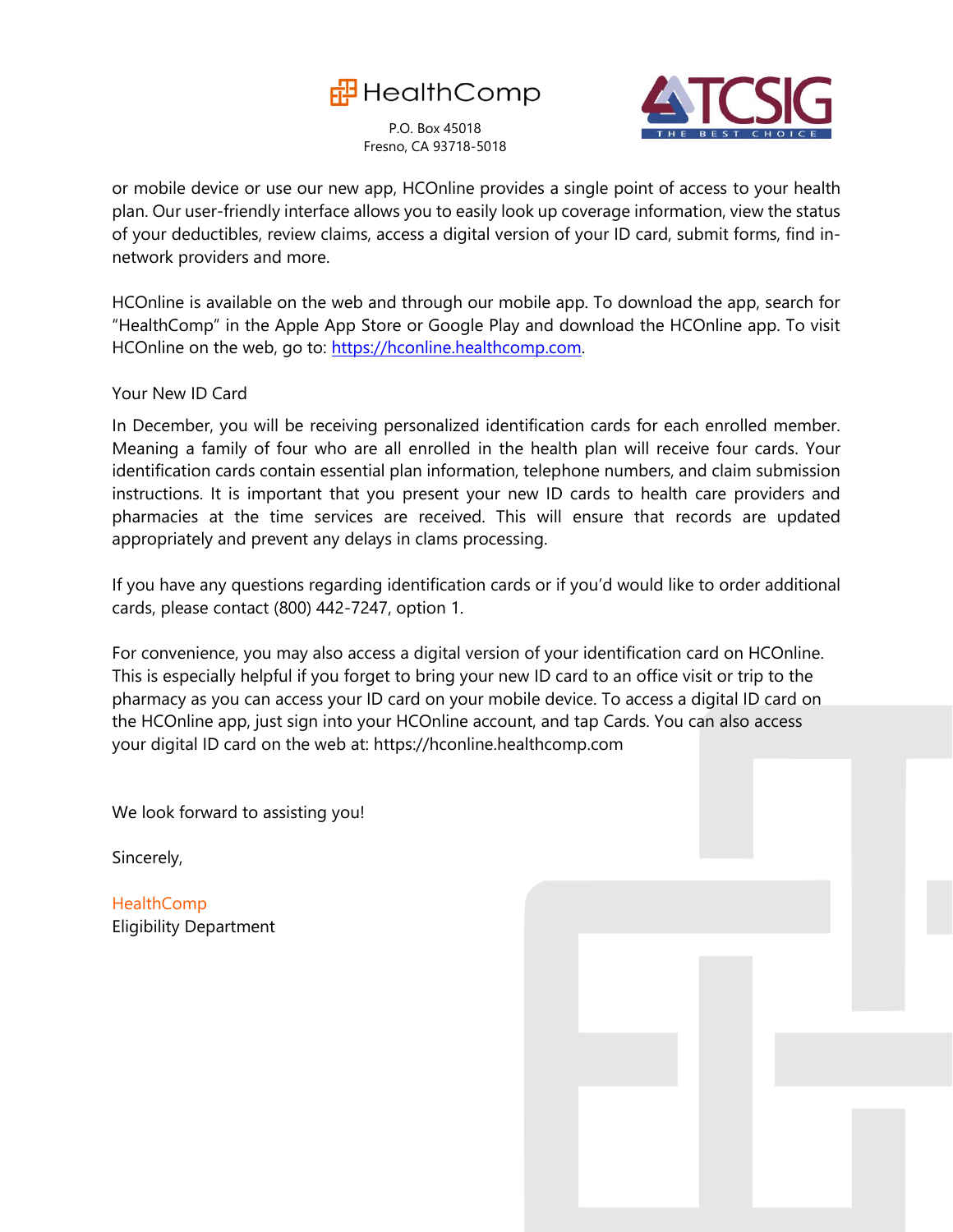or mobile device or use our new app, HCOnline provides a single point of access to your health plan. Our user-friendly interface allows you to easily look up coverage information, view the status of your deductibles, review claims, access a digital version of your ID card, submit forms, find in-network providers and more.

HCOnline is available on the web and through our mobile app. To download the app, search for "HealthComp" in the Apple App Store or Google Play and download the HCOnline app. To visit HCOnline on the web, go to: https://hconline.healthcomp.com.

Your New ID Card

In December, you will be receiving personalized identification cards for each enrolled member. Meaning a family of four who are all enrolled in the health plan will receive four cards. Your identification cards contain essential plan information, telephone numbers, and claim submission instructions. It is important that you present your new ID cards to health care providers and pharmacies at the time services are received. This will ensure that records are updated appropriately and prevent any delays in clams processing.

If you have any questions regarding identification cards or if you'd would like to order additional cards, please contact (800) 442-7247, option 1.

For convenience, you may also access a digital version of your identification card on HCOnline. This is especially helpful if you forget to bring your new ID card to an office visit or trip to the pharmacy as you can access your ID card on your mobile device. To access a digital ID card on the HCOnline app, just sign into your HCOnline account, and tap Cards. You can also access your digital ID card on the web at: https://hconline.healthcomp.com

We look forward to assisting you!

Sincerely,

HealthComp
Eligibility Department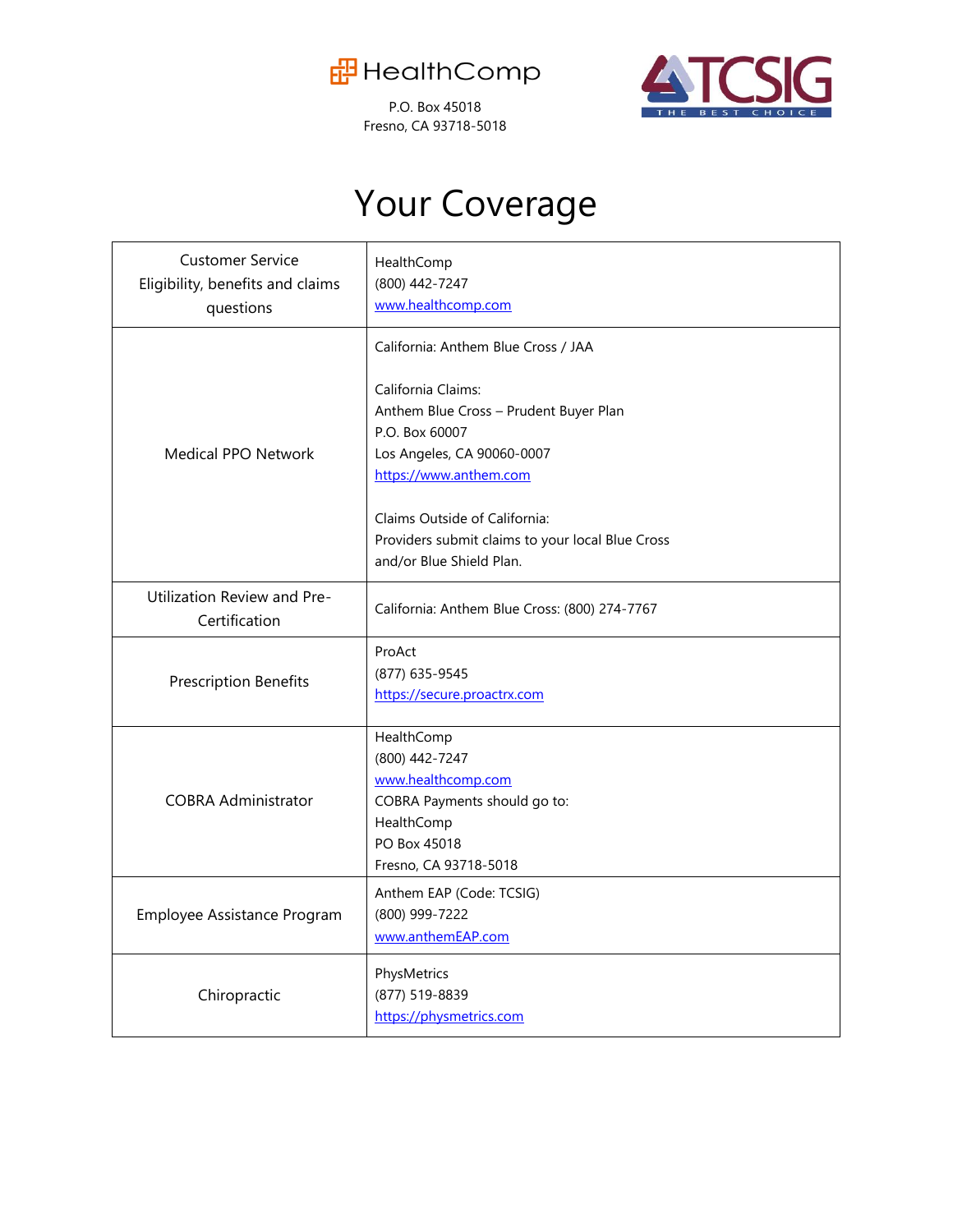HealthComp

P.O. Box 45018
Fresno, CA 93718-5018

TCSIG
THE BEST CHOICE

# Your Coverage

| | |
|---|---|
| Customer Service<br>Eligibility, benefits and claims questions | HealthComp<br>(800) 442-7247<br>www.healthcomp.com |
| Medical PPO Network | California: Anthem Blue Cross / JAA<br><br>California Claims:<br>Anthem Blue Cross – Prudent Buyer Plan<br>P.O. Box 60007<br>Los Angeles, CA 90060-0007<br>https://www.anthem.com<br><br>Claims Outside of California:<br>Providers submit claims to your local Blue Cross and/or Blue Shield Plan. |
| Utilization Review and Pre-Certification | California: Anthem Blue Cross: (800) 274-7767 |
| Prescription Benefits | ProAct<br>(877) 635-9545<br>https://secure.proactrx.com |
| COBRA Administrator | HealthComp<br>(800) 442-7247<br>www.healthcomp.com<br>COBRA Payments should go to:<br>HealthComp<br>PO Box 45018<br>Fresno, CA 93718-5018 |
| Employee Assistance Program | Anthem EAP (Code: TCSIG)<br>(800) 999-7222<br>www.anthemEAP.com |
| Chiropractic | PhysMetrics<br>(877) 519-8839<br>https://physmetrics.com |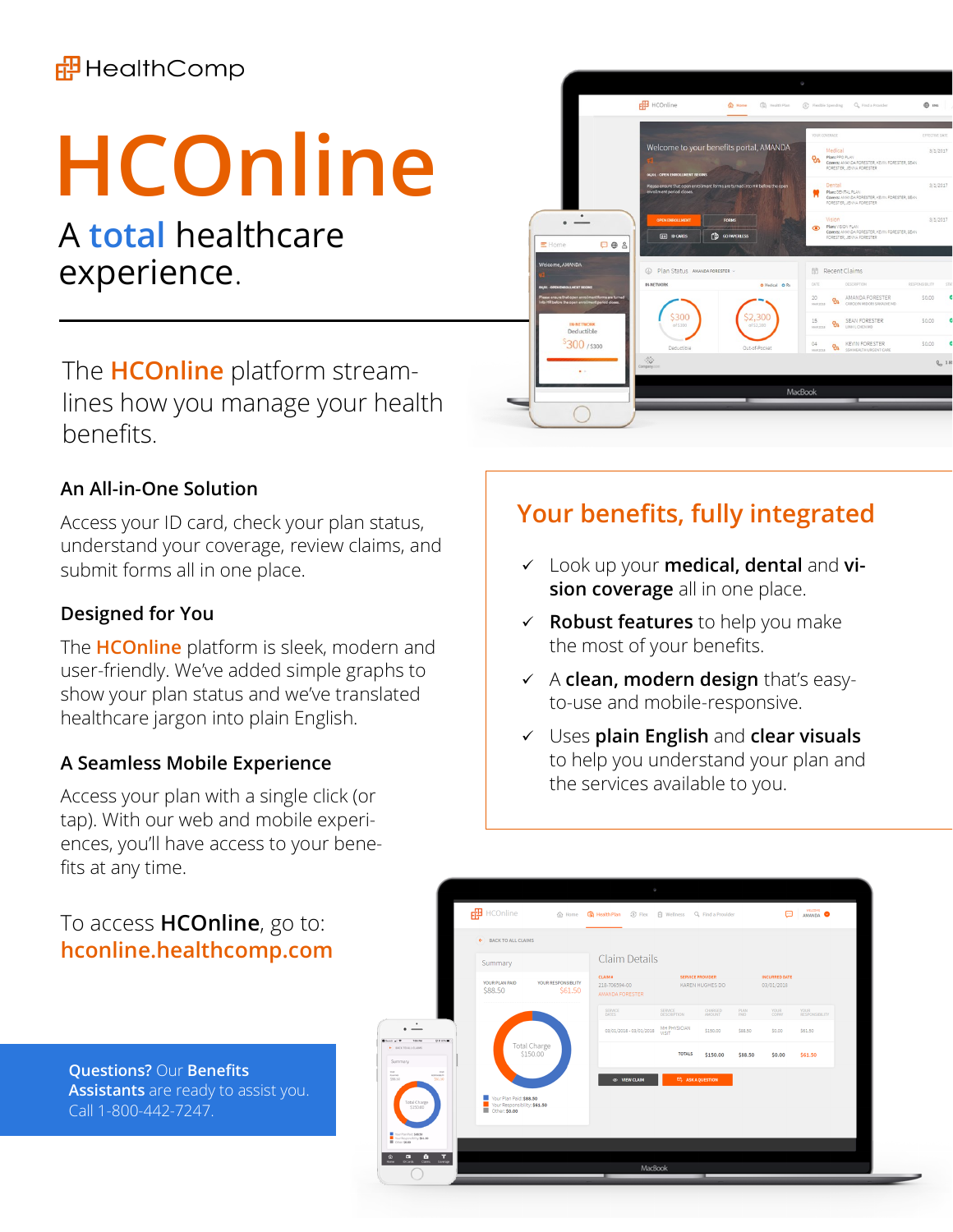HealthComp

# HCOnline

## A total healthcare experience.

The **HCOnline** platform stream-lines how you manage your health benefits.

### An All-in-One Solution

Access your ID card, check your plan status, understand your coverage, review claims, and submit forms all in one place.

### Designed for You

The **HCOnline** platform is sleek, modern and user-friendly. We've added simple graphs to show your plan status and we've translated healthcare jargon into plain English.

### A Seamless Mobile Experience

Access your plan with a single click (or tap). With our web and mobile experiences, you'll have access to your benefits at any time.

To access **HCOnline**, go to:
**hconline.healthcomp.com**

## Your benefits, fully integrated

- ✓ Look up your **medical, dental** and **vision coverage** all in one place.
- ✓ **Robust features** to help you make the most of your benefits.
- ✓ A **clean, modern design** that's easy-to-use and mobile-responsive.
- ✓ Uses **plain English** and **clear visuals** to help you understand your plan and the services available to you.

**Questions?** Our **Benefits Assistants** are ready to assist you. Call 1-800-442-7247.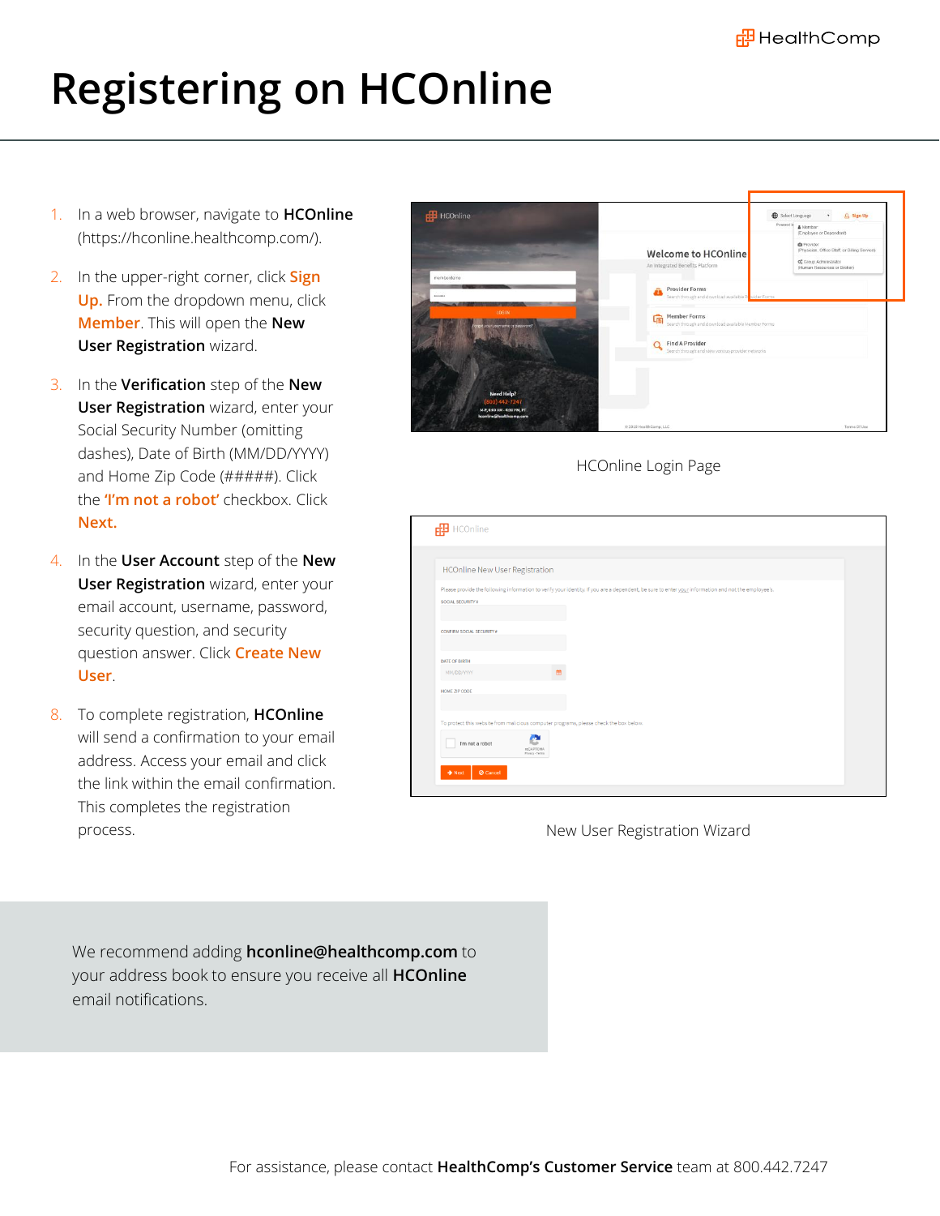# Registering on HCOnline

1. In a web browser, navigate to **HCOnline** (https://hconline.healthcomp.com/).
2. In the upper-right corner, click **Sign Up.** From the dropdown menu, click **Member**. This will open the **New User Registration** wizard.
3. In the **Verification** step of the **New User Registration** wizard, enter your Social Security Number (omitting dashes), Date of Birth (MM/DD/YYYY) and Home Zip Code (#####). Click the **'I'm not a robot'** checkbox. Click **Next.**
4. In the **User Account** step of the **New User Registration** wizard, enter your email account, username, password, security question, and security question answer. Click **Create New User**.
8. To complete registration, **HCOnline** will send a confirmation to your email address. Access your email and click the link within the email confirmation. This completes the registration process.

HCOnline Login Page

New User Registration Wizard

We recommend adding **hconline@healthcomp.com** to your address book to ensure you receive all **HCOnline** email notifications.

For assistance, please contact **HealthComp's Customer Service** team at 800.442.7247